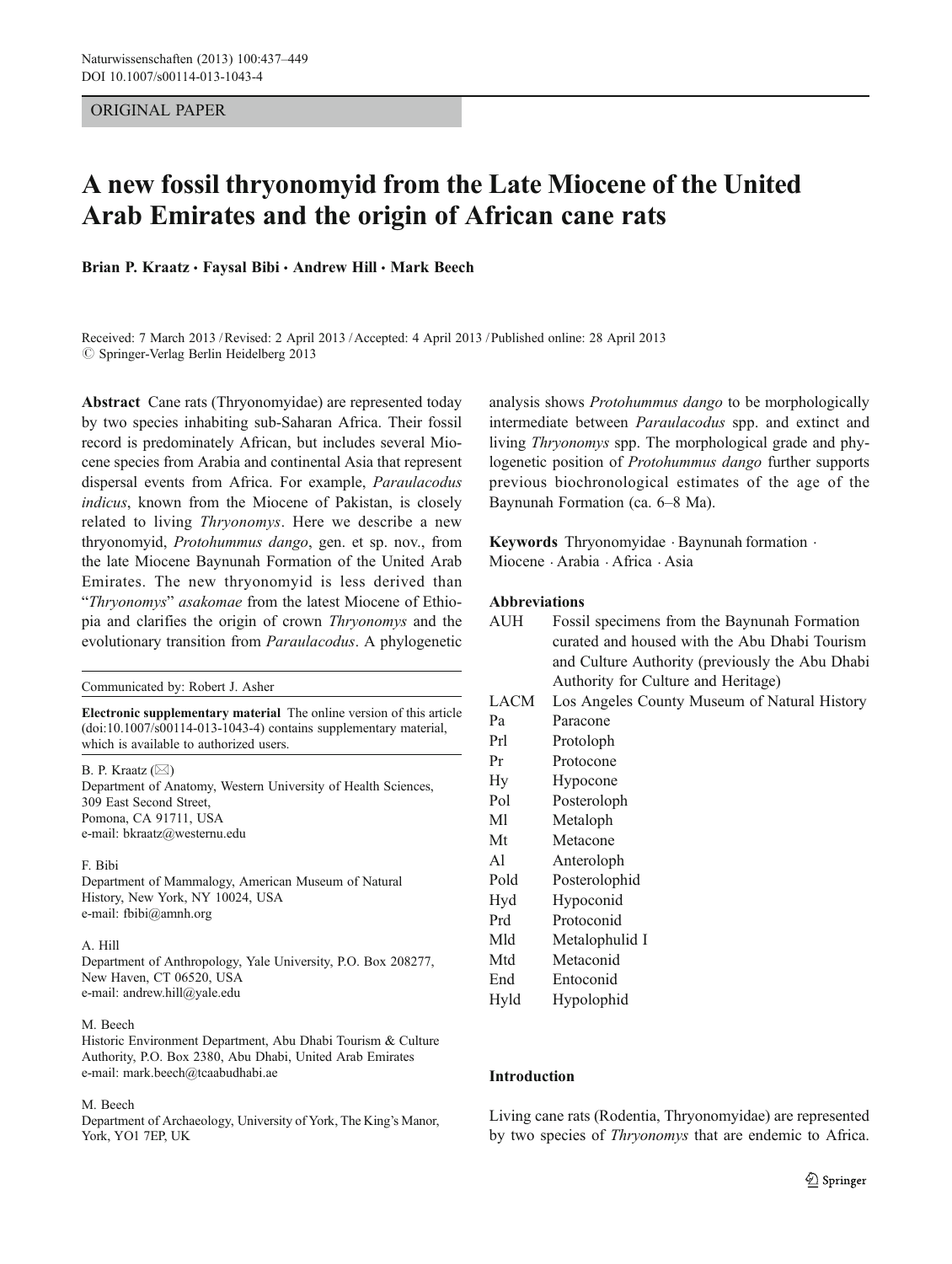ORIGINAL PAPER

# A new fossil thryonomyid from the Late Miocene of the United Arab Emirates and the origin of African cane rats

**Brian P. Kraatz · Faysal Bibi · Andrew Hill · Mark Beech**

Received: 7 March 2013 / Revised: 2 April 2013 / Accepted: 4 April 2013 / Published online: 28 April 2013
© Springer-Verlag Berlin Heidelberg 2013

**Abstract** Cane rats (Thryonomyidae) are represented today by two species inhabiting sub-Saharan Africa. Their fossil record is predominately African, but includes several Miocene species from Arabia and continental Asia that represent dispersal events from Africa. For example, *Paraulacodus indicus*, known from the Miocene of Pakistan, is closely related to living *Thryonomys*. Here we describe a new thryonomyid, *Protohummus dango*, gen. et sp. nov., from the late Miocene Baynunah Formation of the United Arab Emirates. The new thryonomyid is less derived than "*Thryonomys*" *asakomae* from the latest Miocene of Ethiopia and clarifies the origin of crown *Thryonomys* and the evolutionary transition from *Paraulacodus*. A phylogenetic analysis shows *Protohummus dango* to be morphologically intermediate between *Paraulacodus* spp. and extinct and living *Thryonomys* spp. The morphological grade and phylogenetic position of *Protohummus dango* further supports previous biochronological estimates of the age of the Baynunah Formation (ca. 6–8 Ma).

**Keywords** Thryonomyidae · Baynunah formation · Miocene · Arabia · Africa · Asia

Communicated by: Robert J. Asher

**Electronic supplementary material** The online version of this article (doi:10.1007/s00114-013-1043-4) contains supplementary material, which is available to authorized users.

B. P. Kraatz (✉)
Department of Anatomy, Western University of Health Sciences, 309 East Second Street, Pomona, CA 91711, USA
e-mail: bkraatz@westernu.edu

F. Bibi
Department of Mammalogy, American Museum of Natural History, New York, NY 10024, USA
e-mail: fbibi@amnh.org

A. Hill
Department of Anthropology, Yale University, P.O. Box 208277, New Haven, CT 06520, USA
e-mail: andrew.hill@yale.edu

M. Beech
Historic Environment Department, Abu Dhabi Tourism & Culture Authority, P.O. Box 2380, Abu Dhabi, United Arab Emirates
e-mail: mark.beech@tcaabudhabi.ae

M. Beech
Department of Archaeology, University of York, The King's Manor, York, YO1 7EP, UK

### Abbreviations

| | |
|---|---|
| AUH | Fossil specimens from the Baynunah Formation curated and housed with the Abu Dhabi Tourism and Culture Authority (previously the Abu Dhabi Authority for Culture and Heritage) |
| LACM | Los Angeles County Museum of Natural History |
| Pa | Paracone |
| Prl | Protoloph |
| Pr | Protocone |
| Hy | Hypocone |
| Pol | Posteroloph |
| Ml | Metaloph |
| Mt | Metacone |
| Al | Anteroloph |
| Pold | Posterolophid |
| Hyd | Hypoconid |
| Prd | Protoconid |
| Mld | Metalophulid I |
| Mtd | Metaconid |
| End | Entoconid |
| Hyld | Hypolophid |

## Introduction

Living cane rats (Rodentia, Thryonomyidae) are represented by two species of *Thryonomys* that are endemic to Africa.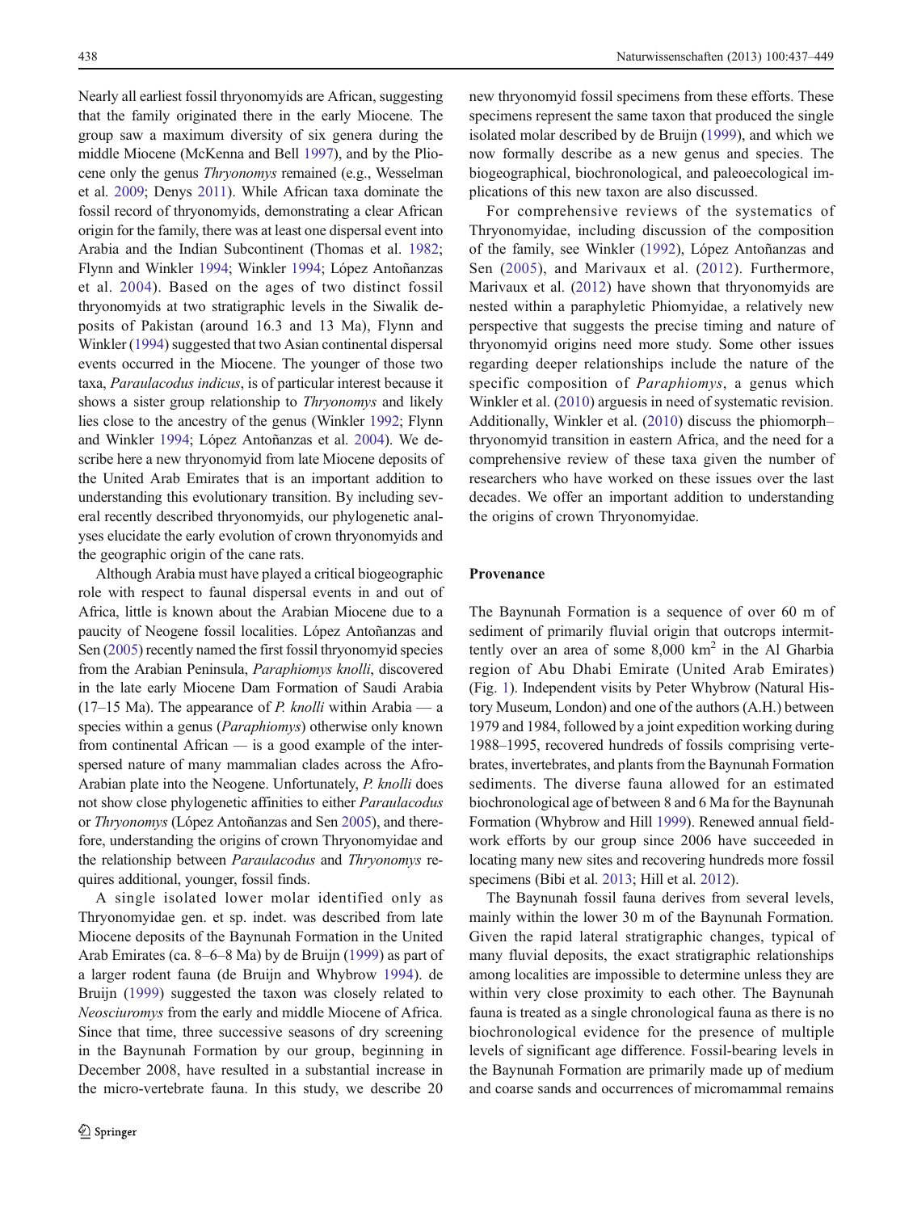Nearly all earliest fossil thryonomyids are African, suggesting that the family originated there in the early Miocene. The group saw a maximum diversity of six genera during the middle Miocene (McKenna and Bell 1997), and by the Pliocene only the genus *Thryonomys* remained (e.g., Wesselman et al. 2009; Denys 2011). While African taxa dominate the fossil record of thryonomyids, demonstrating a clear African origin for the family, there was at least one dispersal event into Arabia and the Indian Subcontinent (Thomas et al. 1982; Flynn and Winkler 1994; Winkler 1994; López Antoñanzas et al. 2004). Based on the ages of two distinct fossil thryonomyids at two stratigraphic levels in the Siwalik deposits of Pakistan (around 16.3 and 13 Ma), Flynn and Winkler (1994) suggested that two Asian continental dispersal events occurred in the Miocene. The younger of those two taxa, *Paraulacodus indicus*, is of particular interest because it shows a sister group relationship to *Thryonomys* and likely lies close to the ancestry of the genus (Winkler 1992; Flynn and Winkler 1994; López Antoñanzas et al. 2004). We describe here a new thryonomyid from late Miocene deposits of the United Arab Emirates that is an important addition to understanding this evolutionary transition. By including several recently described thryonomyids, our phylogenetic analyses elucidate the early evolution of crown thryonomyids and the geographic origin of the cane rats.

Although Arabia must have played a critical biogeographic role with respect to faunal dispersal events in and out of Africa, little is known about the Arabian Miocene due to a paucity of Neogene fossil localities. López Antoñanzas and Sen (2005) recently named the first fossil thryonomyid species from the Arabian Peninsula, *Paraphiomys knolli*, discovered in the late early Miocene Dam Formation of Saudi Arabia (17–15 Ma). The appearance of *P. knolli* within Arabia — a species within a genus (*Paraphiomys*) otherwise only known from continental African — is a good example of the interspersed nature of many mammalian clades across the Afro-Arabian plate into the Neogene. Unfortunately, *P. knolli* does not show close phylogenetic affinities to either *Paraulacodus* or *Thryonomys* (López Antoñanzas and Sen 2005), and therefore, understanding the origins of crown Thryonomyidae and the relationship between *Paraulacodus* and *Thryonomys* requires additional, younger, fossil finds.

A single isolated lower molar identified only as Thryonomyidae gen. et sp. indet. was described from late Miocene deposits of the Baynunah Formation in the United Arab Emirates (ca. 8–6–8 Ma) by de Bruijn (1999) as part of a larger rodent fauna (de Bruijn and Whybrow 1994). de Bruijn (1999) suggested the taxon was closely related to *Neosciuromys* from the early and middle Miocene of Africa. Since that time, three successive seasons of dry screening in the Baynunah Formation by our group, beginning in December 2008, have resulted in a substantial increase in the micro-vertebrate fauna. In this study, we describe 20 new thryonomyid fossil specimens from these efforts. These specimens represent the same taxon that produced the single isolated molar described by de Bruijn (1999), and which we now formally describe as a new genus and species. The biogeographical, biochronological, and paleoecological implications of this new taxon are also discussed.

For comprehensive reviews of the systematics of Thryonomyidae, including discussion of the composition of the family, see Winkler (1992), López Antoñanzas and Sen (2005), and Marivaux et al. (2012). Furthermore, Marivaux et al. (2012) have shown that thryonomyids are nested within a paraphyletic Phiomyidae, a relatively new perspective that suggests the precise timing and nature of thryonomyid origins need more study. Some other issues regarding deeper relationships include the nature of the specific composition of *Paraphiomys*, a genus which Winkler et al. (2010) arguesis in need of systematic revision. Additionally, Winkler et al. (2010) discuss the phiomorph–thryonomyid transition in eastern Africa, and the need for a comprehensive review of these taxa given the number of researchers who have worked on these issues over the last decades. We offer an important addition to understanding the origins of crown Thryonomyidae.

## Provenance

The Baynunah Formation is a sequence of over 60 m of sediment of primarily fluvial origin that outcrops intermittently over an area of some 8,000 km$^2$ in the Al Gharbia region of Abu Dhabi Emirate (United Arab Emirates) (Fig. 1). Independent visits by Peter Whybrow (Natural History Museum, London) and one of the authors (A.H.) between 1979 and 1984, followed by a joint expedition working during 1988–1995, recovered hundreds of fossils comprising vertebrates, invertebrates, and plants from the Baynunah Formation sediments. The diverse fauna allowed for an estimated biochronological age of between 8 and 6 Ma for the Baynunah Formation (Whybrow and Hill 1999). Renewed annual fieldwork efforts by our group since 2006 have succeeded in locating many new sites and recovering hundreds more fossil specimens (Bibi et al. 2013; Hill et al. 2012).

The Baynunah fossil fauna derives from several levels, mainly within the lower 30 m of the Baynunah Formation. Given the rapid lateral stratigraphic changes, typical of many fluvial deposits, the exact stratigraphic relationships among localities are impossible to determine unless they are within very close proximity to each other. The Baynunah fauna is treated as a single chronological fauna as there is no biochronological evidence for the presence of multiple levels of significant age difference. Fossil-bearing levels in the Baynunah Formation are primarily made up of medium and coarse sands and occurrences of micromammal remains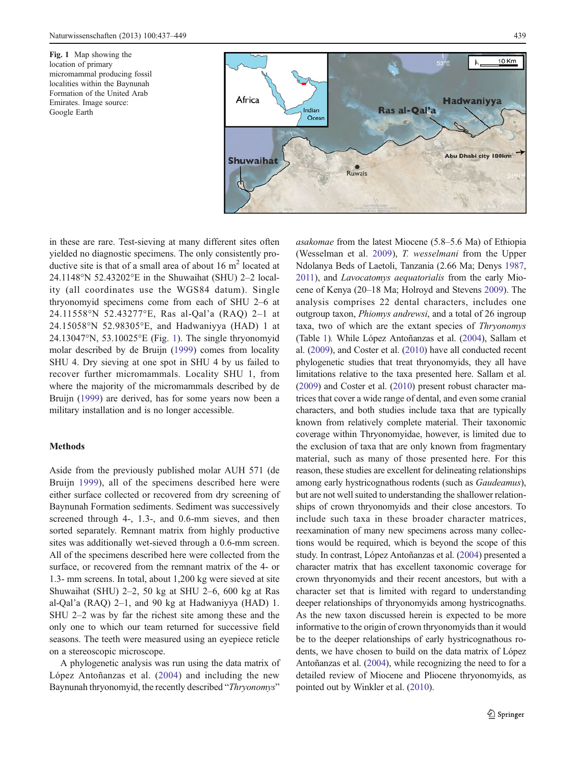Fig. 1 Map showing the location of primary micromammal producing fossil localities within the Baynunah Formation of the United Arab Emirates. Image source: Google Earth

in these are rare. Test-sieving at many different sites often yielded no diagnostic specimens. The only consistently productive site is that of a small area of about 16 m$^2$ located at 24.1148°N 52.43202°E in the Shuwaihat (SHU) 2–2 locality (all coordinates use the WGS84 datum). Single thryonomyid specimens come from each of SHU 2–6 at 24.11558°N 52.43277°E, Ras al-Qal'a (RAQ) 2–1 at 24.15058°N 52.98305°E, and Hadwaniyya (HAD) 1 at 24.13047°N, 53.10025°E (Fig. 1). The single thryonomyid molar described by de Bruijn (1999) comes from locality SHU 4. Dry sieving at one spot in SHU 4 by us failed to recover further micromammals. Locality SHU 1, from where the majority of the micromammals described by de Bruijn (1999) are derived, has for some years now been a military installation and is no longer accessible.

## Methods

Aside from the previously published molar AUH 571 (de Bruijn 1999), all of the specimens described here were either surface collected or recovered from dry screening of Baynunah Formation sediments. Sediment was successively screened through 4-, 1.3-, and 0.6-mm sieves, and then sorted separately. Remnant matrix from highly productive sites was additionally wet-sieved through a 0.6-mm screen. All of the specimens described here were collected from the surface, or recovered from the remnant matrix of the 4- or 1.3- mm screens. In total, about 1,200 kg were sieved at site Shuwaihat (SHU) 2–2, 50 kg at SHU 2–6, 600 kg at Ras al-Qal'a (RAQ) 2–1, and 90 kg at Hadwaniyya (HAD) 1. SHU 2–2 was by far the richest site among these and the only one to which our team returned for successive field seasons. The teeth were measured using an eyepiece reticle on a stereoscopic microscope.

A phylogenetic analysis was run using the data matrix of López Antoñanzas et al. (2004) and including the new Baynunah thryonomyid, the recently described "*Thryonomys*" *asakomae* from the latest Miocene (5.8–5.6 Ma) of Ethiopia (Wesselman et al. 2009), *T. wesselmani* from the Upper Ndolanya Beds of Laetoli, Tanzania (2.66 Ma; Denys 1987, 2011), and *Lavocatomys aequatorialis* from the early Miocene of Kenya (20–18 Ma; Holroyd and Stevens 2009). The analysis comprises 22 dental characters, includes one outgroup taxon, *Phiomys andrewsi*, and a total of 26 ingroup taxa, two of which are the extant species of *Thryonomys* (Table 1). While López Antoñanzas et al. (2004), Sallam et al. (2009), and Coster et al. (2010) have all conducted recent phylogenetic studies that treat thryonomyids, they all have limitations relative to the taxa presented here. Sallam et al. (2009) and Coster et al. (2010) present robust character matrices that cover a wide range of dental, and even some cranial characters, and both studies include taxa that are typically known from relatively complete material. Their taxonomic coverage within Thryonomyidae, however, is limited due to the exclusion of taxa that are only known from fragmentary material, such as many of those presented here. For this reason, these studies are excellent for delineating relationships among early hystricognathous rodents (such as *Gaudeamus*), but are not well suited to understanding the shallower relationships of crown thryonomyids and their close ancestors. To include such taxa in these broader character matrices, reexamination of many new specimens across many collections would be required, which is beyond the scope of this study. In contrast, López Antoñanzas et al. (2004) presented a character matrix that has excellent taxonomic coverage for crown thryonomyids and their recent ancestors, but with a character set that is limited with regard to understanding deeper relationships of thryonomyids among hystricognaths. As the new taxon discussed herein is expected to be more informative to the origin of crown thryonomyids than it would be to the deeper relationships of early hystricognathous rodents, we have chosen to build on the data matrix of López Antoñanzas et al. (2004), while recognizing the need to for a detailed review of Miocene and Pliocene thryonomyids, as pointed out by Winkler et al. (2010).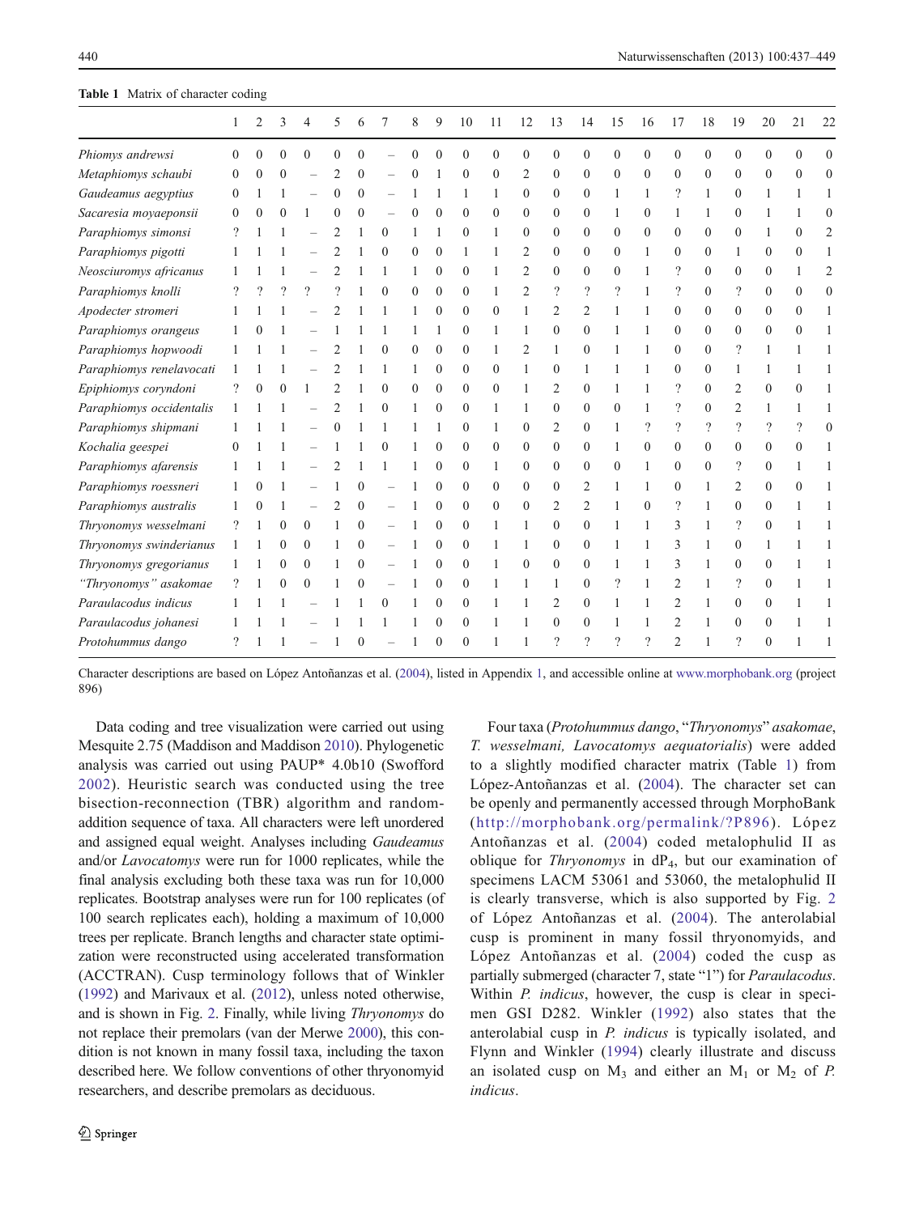**Table 1** Matrix of character coding

| | 1 | 2 | 3 | 4 | 5 | 6 | 7 | 8 | 9 | 10 | 11 | 12 | 13 | 14 | 15 | 16 | 17 | 18 | 19 | 20 | 21 | 22 |
|---|---|---|---|---|---|---|---|---|---|---|---|---|---|---|---|---|---|---|---|---|---|---|
| *Phiomys andrewsi* | 0 | 0 | 0 | 0 | 0 | 0 | – | 0 | 0 | 0 | 0 | 0 | 0 | 0 | 0 | 0 | 0 | 0 | 0 | 0 | 0 | 0 |
| *Metaphiomys schaubi* | 0 | 0 | 0 | – | 2 | 0 | – | 0 | 1 | 0 | 0 | 2 | 0 | 0 | 0 | 0 | 0 | 0 | 0 | 0 | 0 | 0 |
| *Gaudeamus aegyptius* | 0 | 1 | 1 | – | 0 | 0 | – | 1 | 1 | 1 | 1 | 0 | 0 | 0 | 1 | 1 | ? | 1 | 0 | 1 | 1 | 1 |
| *Sacaresia moyaeponsii* | 0 | 0 | 0 | 1 | 0 | 0 | – | 0 | 0 | 0 | 0 | 0 | 0 | 0 | 1 | 0 | 1 | 1 | 0 | 1 | 1 | 0 |
| *Paraphiomys simonsi* | ? | 1 | 1 | – | 2 | 1 | 0 | 1 | 1 | 0 | 1 | 0 | 0 | 0 | 0 | 0 | 0 | 0 | 0 | 1 | 0 | 2 |
| *Paraphiomys pigotti* | 1 | 1 | 1 | – | 2 | 1 | 0 | 0 | 0 | 1 | 1 | 2 | 0 | 0 | 0 | 1 | 0 | 0 | 1 | 0 | 0 | 1 |
| *Neosciuromys africanus* | 1 | 1 | 1 | – | 2 | 1 | 1 | 1 | 0 | 0 | 1 | 2 | 0 | 0 | 0 | 1 | ? | 0 | 0 | 0 | 1 | 2 |
| *Paraphiomys knolli* | ? | ? | ? | ? | ? | 1 | 0 | 0 | 0 | 0 | 1 | 2 | ? | ? | ? | 1 | ? | 0 | ? | 0 | 0 | 0 |
| *Apodecter stromeri* | 1 | 1 | 1 | – | 2 | 1 | 1 | 1 | 0 | 0 | 0 | 1 | 2 | 2 | 1 | 1 | 0 | 0 | 0 | 0 | 0 | 1 |
| *Paraphiomys orangeus* | 1 | 0 | 1 | – | 1 | 1 | 1 | 1 | 1 | 0 | 1 | 1 | 0 | 0 | 1 | 1 | 0 | 0 | 0 | 0 | 0 | 1 |
| *Paraphiomys hopwoodi* | 1 | 1 | 1 | – | 2 | 1 | 0 | 0 | 0 | 0 | 1 | 2 | 1 | 0 | 1 | 1 | 0 | 0 | ? | 1 | 1 | 1 |
| *Paraphiomys renelavocati* | 1 | 1 | 1 | – | 2 | 1 | 1 | 1 | 0 | 0 | 0 | 1 | 0 | 1 | 1 | 1 | 0 | 0 | 1 | 1 | 1 | 1 |
| *Epiphiomys coryndoni* | ? | 0 | 0 | 1 | 2 | 1 | 0 | 0 | 0 | 0 | 0 | 1 | 2 | 0 | 1 | 1 | ? | 0 | 2 | 0 | 0 | 1 |
| *Paraphiomys occidentalis* | 1 | 1 | 1 | – | 2 | 1 | 0 | 1 | 0 | 0 | 1 | 1 | 0 | 0 | 0 | 1 | ? | 0 | 2 | 1 | 1 | 1 |
| *Paraphiomys shipmani* | 1 | 1 | 1 | – | 0 | 1 | 1 | 1 | 1 | 0 | 1 | 0 | 2 | 0 | 1 | ? | ? | ? | ? | ? | ? | 0 |
| *Kochalia geespei* | 0 | 1 | 1 | – | 1 | 1 | 0 | 1 | 0 | 0 | 0 | 0 | 0 | 0 | 1 | 0 | 0 | 0 | 0 | 0 | 0 | 1 |
| *Paraphiomys afarensis* | 1 | 1 | 1 | – | 2 | 1 | 1 | 1 | 0 | 0 | 1 | 0 | 0 | 0 | 0 | 1 | 0 | 0 | ? | 0 | 1 | 1 |
| *Paraphiomys roessneri* | 1 | 0 | 1 | – | 1 | 0 | – | 1 | 0 | 0 | 0 | 0 | 0 | 2 | 1 | 1 | 0 | 1 | 2 | 0 | 0 | 1 |
| *Paraphiomys australis* | 1 | 0 | 1 | – | 2 | 0 | – | 1 | 0 | 0 | 0 | 0 | 2 | 2 | 1 | 0 | ? | 1 | 0 | 0 | 1 | 1 |
| *Thryonomys wesselmani* | ? | 1 | 0 | 0 | 1 | 0 | – | 1 | 0 | 0 | 1 | 1 | 0 | 0 | 1 | 1 | 3 | 1 | ? | 0 | 1 | 1 |
| *Thryonomys swinderianus* | 1 | 1 | 0 | 0 | 1 | 0 | – | 1 | 0 | 0 | 1 | 1 | 0 | 0 | 1 | 1 | 3 | 1 | 0 | 1 | 1 | 1 |
| *Thryonomys gregorianus* | 1 | 1 | 0 | 0 | 1 | 0 | – | 1 | 0 | 0 | 1 | 0 | 0 | 0 | 1 | 1 | 3 | 1 | 0 | 0 | 1 | 1 |
| *"Thryonomys" asakomae* | ? | 1 | 0 | 0 | 1 | 0 | – | 1 | 0 | 0 | 1 | 1 | 1 | 0 | ? | 1 | 2 | 1 | ? | 0 | 1 | 1 |
| *Paraulacodus indicus* | 1 | 1 | 1 | – | 1 | 1 | 0 | 1 | 0 | 0 | 1 | 1 | 2 | 0 | 1 | 1 | 2 | 1 | 0 | 0 | 1 | 1 |
| *Paraulacodus johanesi* | 1 | 1 | 1 | – | 1 | 1 | 1 | 1 | 0 | 0 | 1 | 1 | 0 | 0 | 1 | 1 | 2 | 1 | 0 | 0 | 1 | 1 |
| *Protohummus dango* | ? | 1 | 1 | – | 1 | 0 | – | 1 | 0 | 0 | 1 | 1 | ? | ? | ? | ? | 2 | 1 | ? | 0 | 1 | 1 |

Character descriptions are based on López Antoñanzas et al. (2004), listed in Appendix 1, and accessible online at www.morphobank.org (project 896)

Data coding and tree visualization were carried out using Mesquite 2.75 (Maddison and Maddison 2010). Phylogenetic analysis was carried out using PAUP* 4.0b10 (Swofford 2002). Heuristic search was conducted using the tree bisection-reconnection (TBR) algorithm and random-addition sequence of taxa. All characters were left unordered and assigned equal weight. Analyses including *Gaudeamus* and/or *Lavocatomys* were run for 1000 replicates, while the final analysis excluding both these taxa was run for 10,000 replicates. Bootstrap analyses were run for 100 replicates (of 100 search replicates each), holding a maximum of 10,000 trees per replicate. Branch lengths and character state optimization were reconstructed using accelerated transformation (ACCTRAN). Cusp terminology follows that of Winkler (1992) and Marivaux et al. (2012), unless noted otherwise, and is shown in Fig. 2. Finally, while living *Thryonomys* do not replace their premolars (van der Merwe 2000), this condition is not known in many fossil taxa, including the taxon described here. We follow conventions of other thryonomyid researchers, and describe premolars as deciduous.

Four taxa (*Protohummus dango*, "*Thryonomys*" *asakomae*, *T. wesselmani, Lavocatomys aequatorialis*) were added to a slightly modified character matrix (Table 1) from López-Antoñanzas et al. (2004). The character set can be openly and permanently accessed through MorphoBank (http://morphobank.org/permalink/?P896). López Antoñanzas et al. (2004) coded metalophulid II as oblique for *Thryonomys* in $dP_4$, but our examination of specimens LACM 53061 and 53060, the metalophulid II is clearly transverse, which is also supported by Fig. 2 of López Antoñanzas et al. (2004). The anterolabial cusp is prominent in many fossil thryonomyids, and López Antoñanzas et al. (2004) coded the cusp as partially submerged (character 7, state "1") for *Paraulacodus*. Within *P. indicus*, however, the cusp is clear in specimen GSI D282. Winkler (1992) also states that the anterolabial cusp in *P. indicus* is typically isolated, and Flynn and Winkler (1994) clearly illustrate and discuss an isolated cusp on $M_3$ and either an $M_1$ or $M_2$ of *P. indicus*.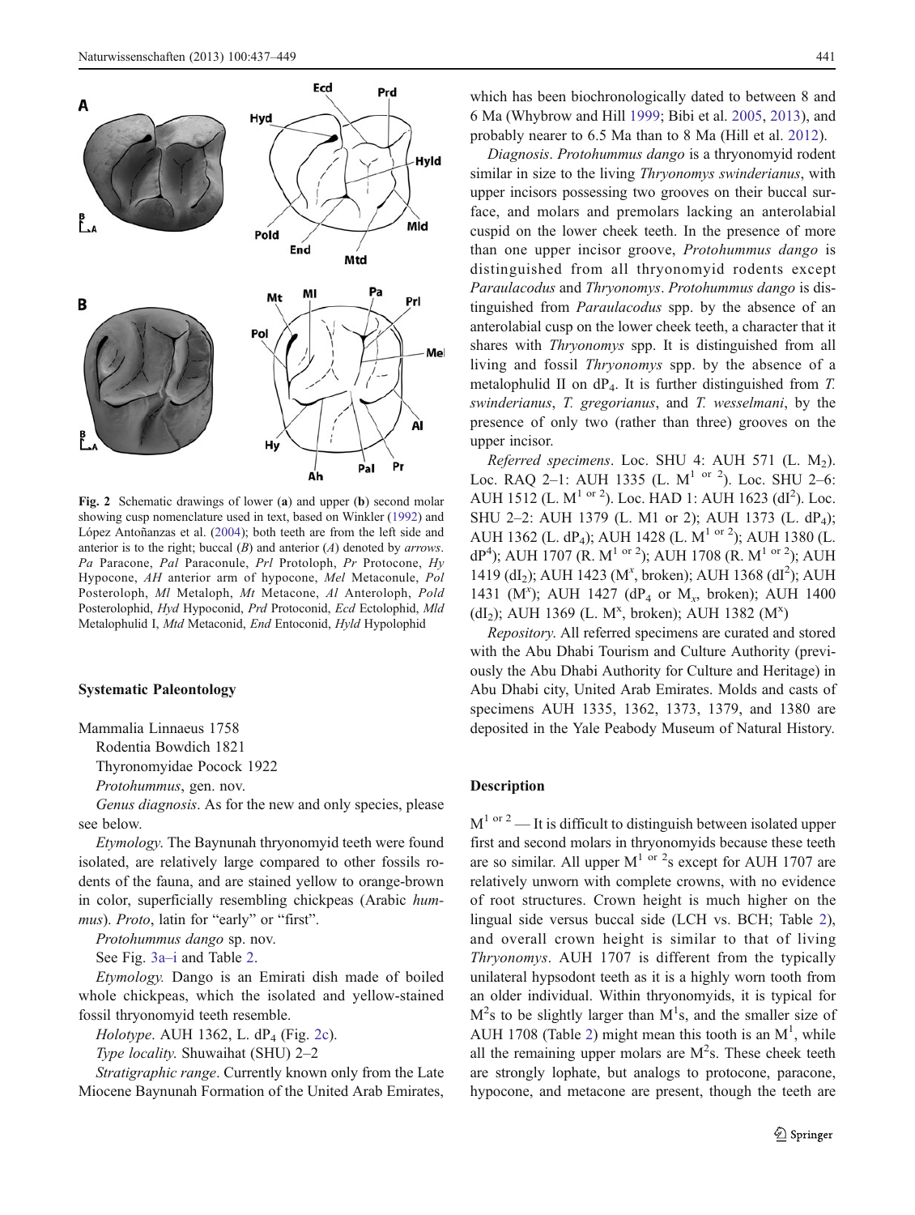Fig. 2 Schematic drawings of lower (**a**) and upper (**b**) second molar showing cusp nomenclature used in text, based on Winkler (1992) and López Antoñanzas et al. (2004); both teeth are from the left side and anterior is to the right; buccal (*B*) and anterior (*A*) denoted by *arrows*. *Pa* Paracone, *Pal* Paraconule, *Prl* Protoloph, *Pr* Protocone, *Hy* Hypocone, *AH* anterior arm of hypocone, *Mel* Metaconule, *Pol* Posteroloph, *Ml* Metaloph, *Mt* Metacone, *Al* Anteroloph, *Pold* Posterolophid, *Hyd* Hypoconid, *Prd* Protoconid, *Ecd* Ectolophid, *Mld* Metalophulid I, *Mtd* Metaconid, *End* Entoconid, *Hyld* Hypolophid

## Systematic Paleontology

Mammalia Linnaeus 1758

Rodentia Bowdich 1821

Thryonomyidae Pocock 1922

*Protohummus*, gen. nov.

*Genus diagnosis*. As for the new and only species, please see below.

*Etymology.* The Baynunah thryonomyid teeth were found isolated, are relatively large compared to other fossils rodents of the fauna, and are stained yellow to orange-brown in color, superficially resembling chickpeas (Arabic *hummus*). *Proto*, latin for "early" or "first".

*Protohummus dango* sp. nov.

See Fig. 3a–i and Table 2.

*Etymology.* Dango is an Emirati dish made of boiled whole chickpeas, which the isolated and yellow-stained fossil thryonomyid teeth resemble.

*Holotype*. AUH 1362, L. $dP_4$ (Fig. 2c).

*Type locality.* Shuwaihat (SHU) 2–2

*Stratigraphic range*. Currently known only from the Late Miocene Baynunah Formation of the United Arab Emirates, which has been biochronologically dated to between 8 and 6 Ma (Whybrow and Hill 1999; Bibi et al. 2005, 2013), and probably nearer to 6.5 Ma than to 8 Ma (Hill et al. 2012).

*Diagnosis*. *Protohummus dango* is a thryonomyid rodent similar in size to the living *Thryonomys swinderianus*, with upper incisors possessing two grooves on their buccal surface, and molars and premolars lacking an anterolabial cuspid on the lower cheek teeth. In the presence of more than one upper incisor groove, *Protohummus dango* is distinguished from all thryonomyid rodents except *Paraulacodus* and *Thryonomys*. *Protohummus dango* is distinguished from *Paraulacodus* spp. by the absence of an anterolabial cusp on the lower cheek teeth, a character that it shares with *Thryonomys* spp. It is distinguished from all living and fossil *Thryonomys* spp. by the absence of a metalophulid II on $dP_4$. It is further distinguished from *T. swinderianus*, *T. gregorianus*, and *T. wesselmani*, by the presence of only two (rather than three) grooves on the upper incisor.

*Referred specimens*. Loc. SHU 4: AUH 571 (L. $M_2$). Loc. RAQ 2–1: AUH 1335 (L. $M^{1\ \mathrm{or}\ 2}$). Loc. SHU 2–6: AUH 1512 (L. $M^{1\ \mathrm{or}\ 2}$). Loc. HAD 1: AUH 1623 ($dI^2$). Loc. SHU 2–2: AUH 1379 (L. M1 or 2); AUH 1373 (L. $dP_4$); AUH 1362 (L. $dP_4$); AUH 1428 (L. $M^{1\ \mathrm{or}\ 2}$); AUH 1380 (L. $dP^4$); AUH 1707 (R. $M^{1\ \mathrm{or}\ 2}$); AUH 1708 (R. $M^{1\ \mathrm{or}\ 2}$); AUH 1419 ($dI_2$); AUH 1423 ($M^x$, broken); AUH 1368 ($dI^2$); AUH 1431 ($M^x$); AUH 1427 ($dP_4$ or $M_x$, broken); AUH 1400 ($dI_2$); AUH 1369 (L. $M^x$, broken); AUH 1382 ($M^x$)

*Repository*. All referred specimens are curated and stored with the Abu Dhabi Tourism and Culture Authority (previously the Abu Dhabi Authority for Culture and Heritage) in Abu Dhabi city, United Arab Emirates. Molds and casts of specimens AUH 1335, 1362, 1373, 1379, and 1380 are deposited in the Yale Peabody Museum of Natural History.

## Description

$M^{1\ \mathrm{or}\ 2}$ — It is difficult to distinguish between isolated upper first and second molars in thryonomyids because these teeth are so similar. All upper $M^{1\ \mathrm{or}\ 2}$s except for AUH 1707 are relatively unworn with complete crowns, with no evidence of root structures. Crown height is much higher on the lingual side versus buccal side (LCH vs. BCH; Table 2), and overall crown height is similar to that of living *Thryonomys*. AUH 1707 is different from the typically unilateral hypsodont teeth as it is a highly worn tooth from an older individual. Within thryonomyids, it is typical for $M^2$s to be slightly larger than $M^1$s, and the smaller size of AUH 1708 (Table 2) might mean this tooth is an $M^1$, while all the remaining upper molars are $M^2$s. These cheek teeth are strongly lophate, but analogs to protocone, paracone, hypocone, and metacone are present, though the teeth are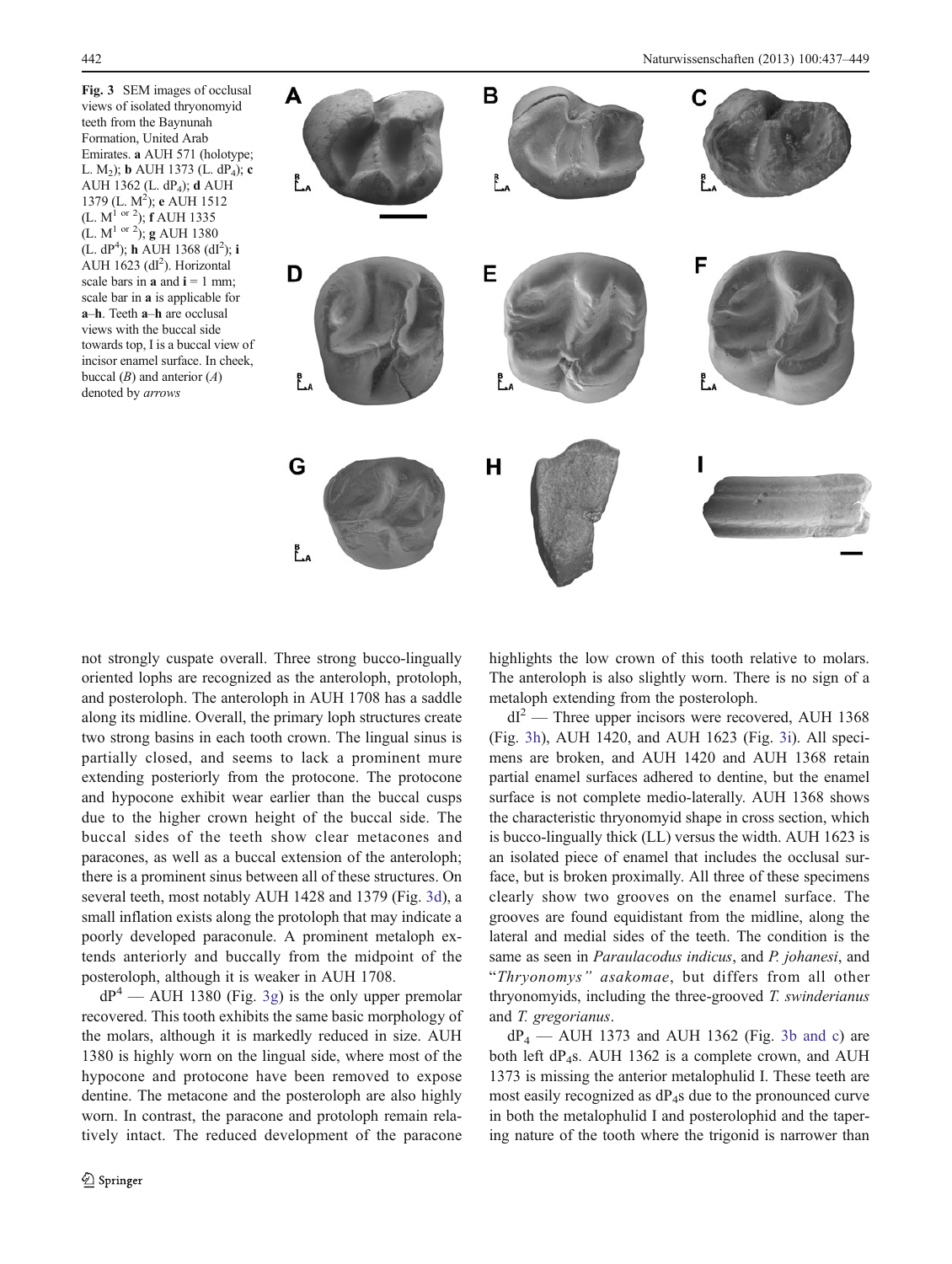**Fig. 3** SEM images of occlusal views of isolated thryonomyid teeth from the Baynunah Formation, United Arab Emirates. **a** AUH 571 (holotype; L. $M_2$); **b** AUH 1373 (L. $dP_4$); **c** AUH 1362 (L. $dP_4$); **d** AUH 1379 (L. $M^2$); **e** AUH 1512 (L. $M^{1 \text{ or } 2}$); **f** AUH 1335 (L. $M^{1 \text{ or } 2}$); **g** AUH 1380 (L. $dP^4$); **h** AUH 1368 ($dI^2$); **i** AUH 1623 ($dI^2$). Horizontal scale bars in **a** and **i** = 1 mm; scale bar in **a** is applicable for **a**–**h**. Teeth **a**–**h** are occlusal views with the buccal side towards top, I is a buccal view of incisor enamel surface. In cheek, buccal (*B*) and anterior (*A*) denoted by *arrows*

not strongly cuspate overall. Three strong bucco-lingually oriented lophs are recognized as the anteroloph, protoloph, and posteroloph. The anteroloph in AUH 1708 has a saddle along its midline. Overall, the primary loph structures create two strong basins in each tooth crown. The lingual sinus is partially closed, and seems to lack a prominent mure extending posteriorly from the protocone. The protocone and hypocone exhibit wear earlier than the buccal cusps due to the higher crown height of the buccal side. The buccal sides of the teeth show clear metacones and paracones, as well as a buccal extension of the anteroloph; there is a prominent sinus between all of these structures. On several teeth, most notably AUH 1428 and 1379 (Fig. 3d), a small inflation exists along the protoloph that may indicate a poorly developed paraconule. A prominent metaloph extends anteriorly and buccally from the midpoint of the posteroloph, although it is weaker in AUH 1708.

$dP^4$ — AUH 1380 (Fig. 3g) is the only upper premolar recovered. This tooth exhibits the same basic morphology of the molars, although it is markedly reduced in size. AUH 1380 is highly worn on the lingual side, where most of the hypocone and protocone have been removed to expose dentine. The metacone and the posteroloph are also highly worn. In contrast, the paracone and protoloph remain relatively intact. The reduced development of the paracone highlights the low crown of this tooth relative to molars. The anteroloph is also slightly worn. There is no sign of a metaloph extending from the posteroloph.

$dI^2$ — Three upper incisors were recovered, AUH 1368 (Fig. 3h), AUH 1420, and AUH 1623 (Fig. 3i). All specimens are broken, and AUH 1420 and AUH 1368 retain partial enamel surfaces adhered to dentine, but the enamel surface is not complete medio-laterally. AUH 1368 shows the characteristic thryonomyid shape in cross section, which is bucco-lingually thick (LL) versus the width. AUH 1623 is an isolated piece of enamel that includes the occlusal surface, but is broken proximally. All three of these specimens clearly show two grooves on the enamel surface. The grooves are found equidistant from the midline, along the lateral and medial sides of the teeth. The condition is the same as seen in *Paraulacodus indicus*, and *P. johanesi*, and "*Thryonomys*" *asakomae*, but differs from all other thryonomyids, including the three-grooved *T. swinderianus* and *T. gregorianus*.

$dP_4$ — AUH 1373 and AUH 1362 (Fig. 3b and c) are both left $dP_4$s. AUH 1362 is a complete crown, and AUH 1373 is missing the anterior metalophulid I. These teeth are most easily recognized as $dP_4$s due to the pronounced curve in both the metalophulid I and posterolophid and the tapering nature of the tooth where the trigonid is narrower than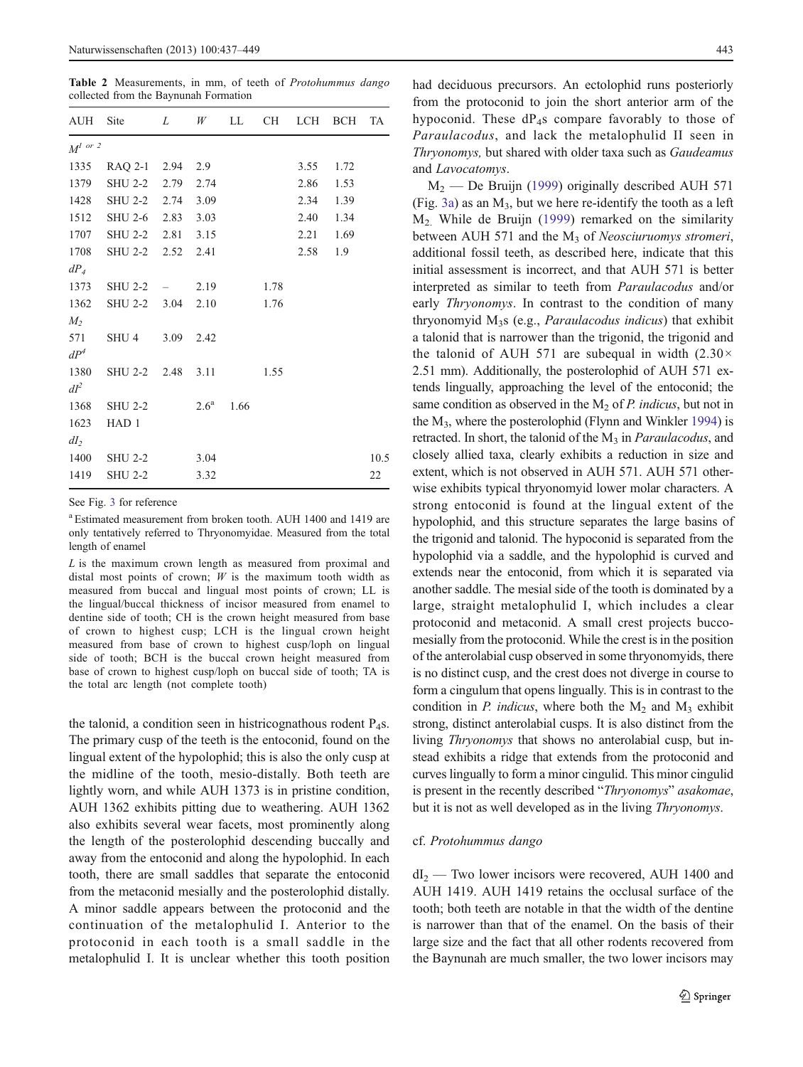**Table 2** Measurements, in mm, of teeth of *Protohummus dango* collected from the Baynunah Formation

| AUH | Site | *L* | *W* | LL | CH | LCH | BCH | TA |
|---|---|---|---|---|---|---|---|---|
| $M^{1\ or\ 2}$ | | | | | | | | |
| 1335 | RAQ 2-1 | 2.94 | 2.9 | | | 3.55 | 1.72 | |
| 1379 | SHU 2-2 | 2.79 | 2.74 | | | 2.86 | 1.53 | |
| 1428 | SHU 2-2 | 2.74 | 3.09 | | | 2.34 | 1.39 | |
| 1512 | SHU 2-6 | 2.83 | 3.03 | | | 2.40 | 1.34 | |
| 1707 | SHU 2-2 | 2.81 | 3.15 | | | 2.21 | 1.69 | |
| 1708 | SHU 2-2 | 2.52 | 2.41 | | | 2.58 | 1.9 | |
| $dP_4$ | | | | | | | | |
| 1373 | SHU 2-2 | – | 2.19 | | 1.78 | | | |
| 1362 | SHU 2-2 | 3.04 | 2.10 | | 1.76 | | | |
| $M_2$ | | | | | | | | |
| 571 | SHU 4 | 3.09 | 2.42 | | | | | |
| $dP^4$ | | | | | | | | |
| 1380 | SHU 2-2 | 2.48 | 3.11 | | 1.55 | | | |
| $dI^2$ | | | | | | | | |
| 1368 | SHU 2-2 | | 2.6[a] | 1.66 | | | | |
| 1623 | HAD 1 | | | | | | | |
| $dI_2$ | | | | | | | | |
| 1400 | SHU 2-2 | | 3.04 | | | | | 10.5 |
| 1419 | SHU 2-2 | | 3.32 | | | | | 22 |

See Fig. 3 for reference

[a] Estimated measurement from broken tooth. AUH 1400 and 1419 are only tentatively referred to Thryonomyidae. Measured from the total length of enamel

*L* is the maximum crown length as measured from proximal and distal most points of crown; *W* is the maximum tooth width as measured from buccal and lingual most points of crown; LL is the lingual/buccal thickness of incisor measured from enamel to dentine side of tooth; CH is the crown height measured from base of crown to highest cusp; LCH is the lingual crown height measured from base of crown to highest cusp/loph on lingual side of tooth; BCH is the buccal crown height measured from base of crown to highest cusp/loph on buccal side of tooth; TA is the total arc length (not complete tooth)

the talonid, a condition seen in histricognathous rodent $P_4$s. The primary cusp of the teeth is the entoconid, found on the lingual extent of the hypolophid; this is also the only cusp at the midline of the tooth, mesio-distally. Both teeth are lightly worn, and while AUH 1373 is in pristine condition, AUH 1362 exhibits pitting due to weathering. AUH 1362 also exhibits several wear facets, most prominently along the length of the posterolophid descending buccally and away from the entoconid and along the hypolophid. In each tooth, there are small saddles that separate the entoconid from the metaconid mesially and the posterolophid distally. A minor saddle appears between the protoconid and the continuation of the metalophulid I. Anterior to the protoconid in each tooth is a small saddle in the metalophulid I. It is unclear whether this tooth position had deciduous precursors. An ectolophid runs posteriorly from the protoconid to join the short anterior arm of the hypoconid. These $dP_4$s compare favorably to those of *Paraulacodus*, and lack the metalophulid II seen in *Thryonomys,* but shared with older taxa such as *Gaudeamus* and *Lavocatomys*.

$M_2$ — De Bruijn (1999) originally described AUH 571 (Fig. 3a) as an $M_3$, but we here re-identify the tooth as a left $M_2$. While de Bruijn (1999) remarked on the similarity between AUH 571 and the $M_3$ of *Neosciuruomys stromeri*, additional fossil teeth, as described here, indicate that this initial assessment is incorrect, and that AUH 571 is better interpreted as similar to teeth from *Paraulacodus* and/or early *Thryonomys*. In contrast to the condition of many thryonomyid $M_3$s (e.g., *Paraulacodus indicus*) that exhibit a talonid that is narrower than the trigonid, the trigonid and the talonid of AUH 571 are subequal in width (2.30× 2.51 mm). Additionally, the posterolophid of AUH 571 extends lingually, approaching the level of the entoconid; the same condition as observed in the $M_2$ of *P. indicus*, but not in the $M_3$, where the posterolophid (Flynn and Winkler 1994) is retracted. In short, the talonid of the $M_3$ in *Paraulacodus*, and closely allied taxa, clearly exhibits a reduction in size and extent, which is not observed in AUH 571. AUH 571 otherwise exhibits typical thryonomyid lower molar characters. A strong entoconid is found at the lingual extent of the hypolophid, and this structure separates the large basins of the trigonid and talonid. The hypoconid is separated from the hypolophid via a saddle, and the hypolophid is curved and extends near the entoconid, from which it is separated via another saddle. The mesial side of the tooth is dominated by a large, straight metalophulid I, which includes a clear protoconid and metaconid. A small crest projects bucco-mesially from the protoconid. While the crest is in the position of the anterolabial cusp observed in some thryonomyids, there is no distinct cusp, and the crest does not diverge in course to form a cingulum that opens lingually. This is in contrast to the condition in *P. indicus*, where both the $M_2$ and $M_3$ exhibit strong, distinct anterolabial cusps. It is also distinct from the living *Thryonomys* that shows no anterolabial cusp, but instead exhibits a ridge that extends from the protoconid and curves lingually to form a minor cingulid. This minor cingulid is present in the recently described "*Thryonomys*" *asakomae*, but it is not as well developed as in the living *Thryonomys*.

### cf. *Protohummus dango*

$dI_2$ — Two lower incisors were recovered, AUH 1400 and AUH 1419. AUH 1419 retains the occlusal surface of the tooth; both teeth are notable in that the width of the dentine is narrower than that of the enamel. On the basis of their large size and the fact that all other rodents recovered from the Baynunah are much smaller, the two lower incisors may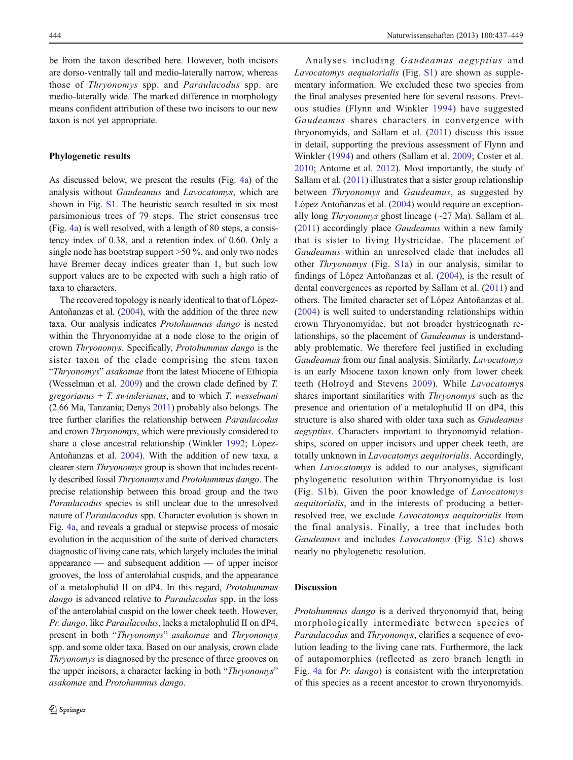be from the taxon described here. However, both incisors are dorso-ventrally tall and medio-laterally narrow, whereas those of *Thryonomys* spp. and *Paraulacodus* spp. are medio-laterally wide. The marked difference in morphology means confident attribution of these two incisors to our new taxon is not yet appropriate.

## Phylogenetic results

As discussed below, we present the results (Fig. 4a) of the analysis without *Gaudeamus* and *Lavocatomys*, which are shown in Fig. S1. The heuristic search resulted in six most parsimonious trees of 79 steps. The strict consensus tree (Fig. 4a) is well resolved, with a length of 80 steps, a consistency index of 0.38, and a retention index of 0.60. Only a single node has bootstrap support >50 %, and only two nodes have Bremer decay indices greater than 1, but such low support values are to be expected with such a high ratio of taxa to characters.

The recovered topology is nearly identical to that of López-Antoñanzas et al. (2004), with the addition of the three new taxa. Our analysis indicates *Protohummus dango* is nested within the Thryonomyidae at a node close to the origin of crown *Thryonomys*. Specifically, *Protohummus dango* is the sister taxon of the clade comprising the stem taxon "*Thryonomys*" *asakomae* from the latest Miocene of Ethiopia (Wesselman et al. 2009) and the crown clade defined by *T. gregorianus* + *T. swinderianus*, and to which *T. wesselmani* (2.66 Ma, Tanzania; Denys 2011) probably also belongs. The tree further clarifies the relationship between *Paraulacodus* and crown *Thryonomys*, which were previously considered to share a close ancestral relationship (Winkler 1992; López-Antoñanzas et al. 2004). With the addition of new taxa, a clearer stem *Thryonomys* group is shown that includes recently described fossil *Thryonomys* and *Protohummus dango*. The precise relationship between this broad group and the two *Paraulacodus* species is still unclear due to the unresolved nature of *Paraulacodus* spp. Character evolution is shown in Fig. 4a, and reveals a gradual or stepwise process of mosaic evolution in the acquisition of the suite of derived characters diagnostic of living cane rats, which largely includes the initial appearance — and subsequent addition — of upper incisor grooves, the loss of anterolabial cuspids, and the appearance of a metalophulid II on dP4. In this regard, *Protohummus dango* is advanced relative to *Paraulacodus* spp. in the loss of the anterolabial cuspid on the lower cheek teeth. However, *Pr. dango*, like *Paraulacodus*, lacks a metalophulid II on dP4, present in both "*Thryonomys*" *asakomae* and *Thryonomys* spp. and some older taxa. Based on our analysis, crown clade *Thryonomys* is diagnosed by the presence of three grooves on the upper incisors, a character lacking in both "*Thryonomys*" *asakomae* and *Protohummus dango*.

Analyses including *Gaudeamus aegyptius* and *Lavocatomys aequatorialis* (Fig. S1) are shown as supplementary information. We excluded these two species from the final analyses presented here for several reasons. Previous studies (Flynn and Winkler 1994) have suggested *Gaudeamus* shares characters in convergence with thryonomyids, and Sallam et al. (2011) discuss this issue in detail, supporting the previous assessment of Flynn and Winkler (1994) and others (Sallam et al. 2009; Coster et al. 2010; Antoine et al. 2012). Most importantly, the study of Sallam et al. (2011) illustrates that a sister group relationship between *Thryonomys* and *Gaudeamus*, as suggested by López Antoñanzas et al. (2004) would require an exceptionally long *Thryonomys* ghost lineage (~27 Ma). Sallam et al. (2011) accordingly place *Gaudeamus* within a new family that is sister to living Hystricidae. The placement of *Gaudeamus* within an unresolved clade that includes all other *Thryonomys* (Fig. S1a) in our analysis, similar to findings of López Antoñanzas et al. (2004), is the result of dental convergences as reported by Sallam et al. (2011) and others. The limited character set of López Antoñanzas et al. (2004) is well suited to understanding relationships within crown Thryonomyidae, but not broader hystricognath relationships, so the placement of *Gaudeamus* is understandably problematic. We therefore feel justified in excluding *Gaudeamus* from our final analysis. Similarly, *Lavocatomys* is an early Miocene taxon known only from lower cheek teeth (Holroyd and Stevens 2009). While *Lavocatomys* shares important similarities with *Thryonomys* such as the presence and orientation of a metalophulid II on dP4, this structure is also shared with older taxa such as *Gaudeamus aegyptius*. Characters important to thryonomyid relationships, scored on upper incisors and upper cheek teeth, are totally unknown in *Lavocatomys aequitorialis*. Accordingly, when *Lavocatomys* is added to our analyses, significant phylogenetic resolution within Thryonomyidae is lost (Fig. S1b). Given the poor knowledge of *Lavocatomys aequitorialis*, and in the interests of producing a better-resolved tree, we exclude *Lavocatomys aequitorialis* from the final analysis. Finally, a tree that includes both *Gaudeamus* and includes *Lavocatomys* (Fig. S1c) shows nearly no phylogenetic resolution.

## Discussion

*Protohummus dango* is a derived thryonomyid that, being morphologically intermediate between species of *Paraulacodus* and *Thryonomys*, clarifies a sequence of evolution leading to the living cane rats. Furthermore, the lack of autapomorphies (reflected as zero branch length in Fig. 4a for *Pr. dango*) is consistent with the interpretation of this species as a recent ancestor to crown thryonomyids.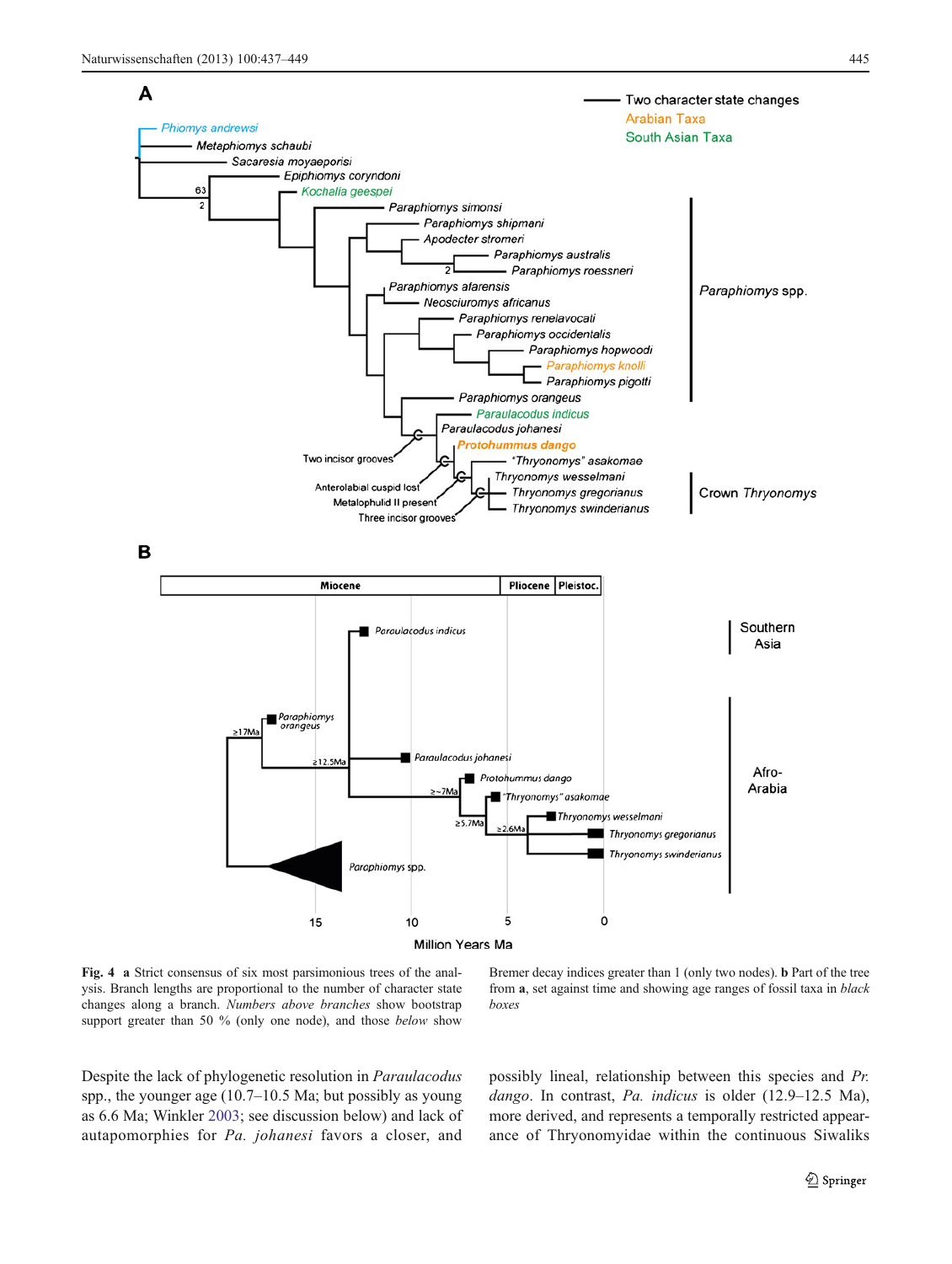**Fig. 4** **a** Strict consensus of six most parsimonious trees of the analysis. Branch lengths are proportional to the number of character state changes along a branch. *Numbers above branches* show bootstrap support greater than 50 % (only one node), and those *below* show Bremer decay indices greater than 1 (only two nodes). **b** Part of the tree from **a**, set against time and showing age ranges of fossil taxa in *black boxes*

Despite the lack of phylogenetic resolution in *Paraulacodus* spp., the younger age (10.7–10.5 Ma; but possibly as young as 6.6 Ma; Winkler 2003; see discussion below) and lack of autapomorphies for *Pa. johanesi* favors a closer, and possibly lineal, relationship between this species and *Pr. dango*. In contrast, *Pa. indicus* is older (12.9–12.5 Ma), more derived, and represents a temporally restricted appearance of Thryonomyidae within the continuous Siwaliks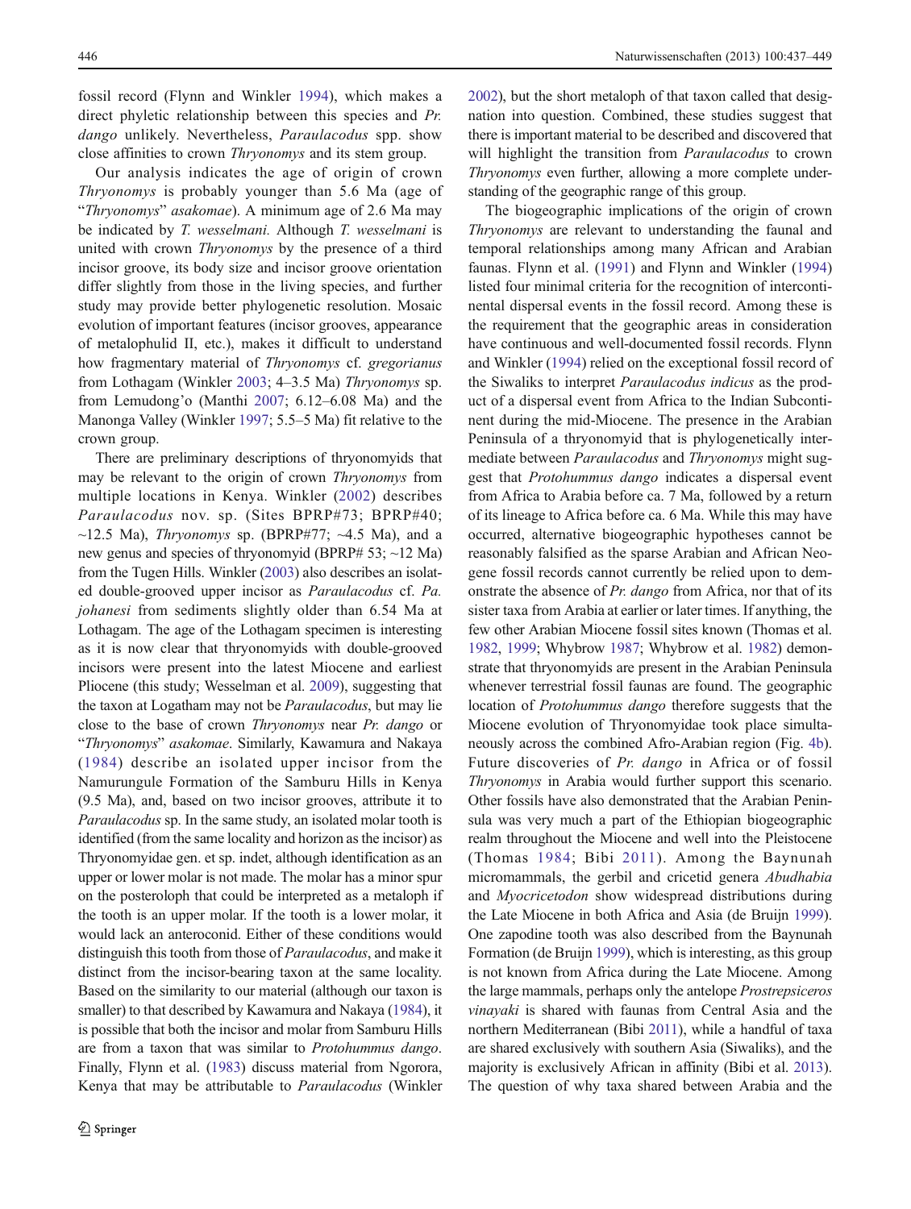fossil record (Flynn and Winkler 1994), which makes a direct phyletic relationship between this species and *Pr. dango* unlikely. Nevertheless, *Paraulacodus* spp. show close affinities to crown *Thryonomys* and its stem group.

Our analysis indicates the age of origin of crown *Thryonomys* is probably younger than 5.6 Ma (age of "*Thryonomys*" *asakomae*). A minimum age of 2.6 Ma may be indicated by *T. wesselmani.* Although *T. wesselmani* is united with crown *Thryonomys* by the presence of a third incisor groove, its body size and incisor groove orientation differ slightly from those in the living species, and further study may provide better phylogenetic resolution. Mosaic evolution of important features (incisor grooves, appearance of metalophulid II, etc.), makes it difficult to understand how fragmentary material of *Thryonomys* cf. *gregorianus* from Lothagam (Winkler 2003; 4–3.5 Ma) *Thryonomys* sp. from Lemudong'o (Manthi 2007; 6.12–6.08 Ma) and the Manonga Valley (Winkler 1997; 5.5–5 Ma) fit relative to the crown group.

There are preliminary descriptions of thryonomyids that may be relevant to the origin of crown *Thryonomys* from multiple locations in Kenya. Winkler (2002) describes *Paraulacodus* nov. sp. (Sites BPRP#73; BPRP#40; ~12.5 Ma), *Thryonomys* sp. (BPRP#77; ~4.5 Ma), and a new genus and species of thryonomyid (BPRP# 53; ~12 Ma) from the Tugen Hills. Winkler (2003) also describes an isolated double-grooved upper incisor as *Paraulacodus* cf. *Pa. johanesi* from sediments slightly older than 6.54 Ma at Lothagam. The age of the Lothagam specimen is interesting as it is now clear that thryonomyids with double-grooved incisors were present into the latest Miocene and earliest Pliocene (this study; Wesselman et al. 2009), suggesting that the taxon at Logatham may not be *Paraulacodus*, but may lie close to the base of crown *Thryonomys* near *Pr. dango* or "*Thryonomys*" *asakomae*. Similarly, Kawamura and Nakaya (1984) describe an isolated upper incisor from the Namurungule Formation of the Samburu Hills in Kenya (9.5 Ma), and, based on two incisor grooves, attribute it to *Paraulacodus* sp. In the same study, an isolated molar tooth is identified (from the same locality and horizon as the incisor) as Thryonomyidae gen. et sp. indet, although identification as an upper or lower molar is not made. The molar has a minor spur on the posteroloph that could be interpreted as a metaloph if the tooth is an upper molar. If the tooth is a lower molar, it would lack an anteroconid. Either of these conditions would distinguish this tooth from those of *Paraulacodus*, and make it distinct from the incisor-bearing taxon at the same locality. Based on the similarity to our material (although our taxon is smaller) to that described by Kawamura and Nakaya (1984), it is possible that both the incisor and molar from Samburu Hills are from a taxon that was similar to *Protohummus dango*. Finally, Flynn et al. (1983) discuss material from Ngorora, Kenya that may be attributable to *Paraulacodus* (Winkler 2002), but the short metaloph of that taxon called that designation into question. Combined, these studies suggest that there is important material to be described and discovered that will highlight the transition from *Paraulacodus* to crown *Thryonomys* even further, allowing a more complete understanding of the geographic range of this group.

The biogeographic implications of the origin of crown *Thryonomys* are relevant to understanding the faunal and temporal relationships among many African and Arabian faunas. Flynn et al. (1991) and Flynn and Winkler (1994) listed four minimal criteria for the recognition of intercontinental dispersal events in the fossil record. Among these is the requirement that the geographic areas in consideration have continuous and well-documented fossil records. Flynn and Winkler (1994) relied on the exceptional fossil record of the Siwaliks to interpret *Paraulacodus indicus* as the product of a dispersal event from Africa to the Indian Subcontinent during the mid-Miocene. The presence in the Arabian Peninsula of a thryonomyid that is phylogenetically intermediate between *Paraulacodus* and *Thryonomys* might suggest that *Protohummus dango* indicates a dispersal event from Africa to Arabia before ca. 7 Ma, followed by a return of its lineage to Africa before ca. 6 Ma. While this may have occurred, alternative biogeographic hypotheses cannot be reasonably falsified as the sparse Arabian and African Neogene fossil records cannot currently be relied upon to demonstrate the absence of *Pr. dango* from Africa, nor that of its sister taxa from Arabia at earlier or later times. If anything, the few other Arabian Miocene fossil sites known (Thomas et al. 1982, 1999; Whybrow 1987; Whybrow et al. 1982) demonstrate that thryonomyids are present in the Arabian Peninsula whenever terrestrial fossil faunas are found. The geographic location of *Protohummus dango* therefore suggests that the Miocene evolution of Thryonomyidae took place simultaneously across the combined Afro-Arabian region (Fig. 4b). Future discoveries of *Pr. dango* in Africa or of fossil *Thryonomys* in Arabia would further support this scenario. Other fossils have also demonstrated that the Arabian Peninsula was very much a part of the Ethiopian biogeographic realm throughout the Miocene and well into the Pleistocene (Thomas 1984; Bibi 2011). Among the Baynunah micromammals, the gerbil and cricetid genera *Abudhabia* and *Myocricetodon* show widespread distributions during the Late Miocene in both Africa and Asia (de Bruijn 1999). One zapodine tooth was also described from the Baynunah Formation (de Bruijn 1999), which is interesting, as this group is not known from Africa during the Late Miocene. Among the large mammals, perhaps only the antelope *Prostrepsiceros vinayaki* is shared with faunas from Central Asia and the northern Mediterranean (Bibi 2011), while a handful of taxa are shared exclusively with southern Asia (Siwaliks), and the majority is exclusively African in affinity (Bibi et al. 2013). The question of why taxa shared between Arabia and the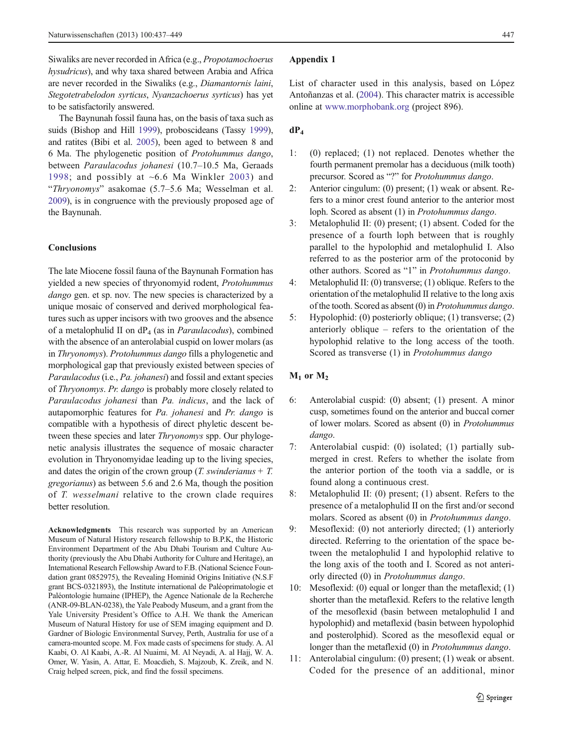Siwaliks are never recorded in Africa (e.g., *Propotamochoerus hysudricus*), and why taxa shared between Arabia and Africa are never recorded in the Siwaliks (e.g., *Diamantornis laini*, *Stegotetrabelodon syrticus*, *Nyanzachoerus syrticus*) has yet to be satisfactorily answered.

The Baynunah fossil fauna has, on the basis of taxa such as suids (Bishop and Hill 1999), proboscideans (Tassy 1999), and ratites (Bibi et al. 2005), been aged to between 8 and 6 Ma. The phylogenetic position of *Protohummus dango*, between *Paraulacodus johanesi* (10.7–10.5 Ma, Geraads 1998; and possibly at ~6.6 Ma Winkler 2003) and "*Thryonomys*" asakomae (5.7–5.6 Ma; Wesselman et al. 2009), is in congruence with the previously proposed age of the Baynunah.

## Conclusions

The late Miocene fossil fauna of the Baynunah Formation has yielded a new species of thryonomyid rodent, *Protohummus dango* gen. et sp. nov. The new species is characterized by a unique mosaic of conserved and derived morphological features such as upper incisors with two grooves and the absence of a metalophulid II on $dP_4$ (as in *Paraulacodus*), combined with the absence of an anterolabial cuspid on lower molars (as in *Thryonomys*). *Protohummus dango* fills a phylogenetic and morphological gap that previously existed between species of *Paraulacodus* (i.e., *Pa. johanesi*) and fossil and extant species of *Thryonomys*. *Pr. dango* is probably more closely related to *Paraulacodus johanesi* than *Pa. indicus*, and the lack of autapomorphic features for *Pa. johanesi* and *Pr. dango* is compatible with a hypothesis of direct phyletic descent between these species and later *Thryonomys* spp. Our phylogenetic analysis illustrates the sequence of mosaic character evolution in Thryonomyidae leading up to the living species, and dates the origin of the crown group (*T. swinderianus* + *T. gregorianus*) as between 5.6 and 2.6 Ma, though the position of *T. wesselmani* relative to the crown clade requires better resolution.

**Acknowledgments** This research was supported by an American Museum of Natural History research fellowship to B.P.K, the Historic Environment Department of the Abu Dhabi Tourism and Culture Authority (previously the Abu Dhabi Authority for Culture and Heritage), an International Research Fellowship Award to F.B. (National Science Foundation grant 0852975), the Revealing Hominid Origins Initiative (N.S.F grant BCS-0321893), the Institute international de Paléoprimatologie et Paléontologie humaine (IPHEP), the Agence Nationale de la Recherche (ANR-09-BLAN-0238), the Yale Peabody Museum, and a grant from the Yale University President's Office to A.H. We thank the American Museum of Natural History for use of SEM imaging equipment and D. Gardner of Biologic Environmental Survey, Perth, Australia for use of a camera-mounted scope. M. Fox made casts of specimens for study. A. Al Kaabi, O. Al Kaabi, A.-R. Al Nuaimi, M. Al Neyadi, A. al Hajj, W. A. Omer, W. Yasin, A. Attar, E. Moacdieh, S. Majzoub, K. Zreik, and N. Craig helped screen, pick, and find the fossil specimens.

## Appendix 1

List of character used in this analysis, based on López Antoñanzas et al. (2004). This character matrix is accessible online at www.morphobank.org (project 896).

### $dP_4$

1: (0) replaced; (1) not replaced. Denotes whether the fourth permanent premolar has a deciduous (milk tooth) precursor. Scored as "?" for *Protohummus dango*.

2: Anterior cingulum: (0) present; (1) weak or absent. Refers to a minor crest found anterior to the anterior most loph. Scored as absent (1) in *Protohummus dango*.

3: Metalophulid II: (0) present; (1) absent. Coded for the presence of a fourth loph between that is roughly parallel to the hypolophid and metalophulid I. Also referred to as the posterior arm of the protoconid by other authors. Scored as "1" in *Protohummus dango*.

4: Metalophulid II: (0) transverse; (1) oblique. Refers to the orientation of the metalophulid II relative to the long axis of the tooth. Scored as absent (0) in *Protohummus dango*.

5: Hypolophid: (0) posteriorly oblique; (1) transverse; (2) anteriorly oblique – refers to the orientation of the hypolophid relative to the long access of the tooth. Scored as transverse (1) in *Protohummus dango*

### $M_1$ or $M_2$

6: Anterolabial cuspid: (0) absent; (1) present. A minor cusp, sometimes found on the anterior and buccal corner of lower molars. Scored as absent (0) in *Protohummus dango*.

7: Anterolabial cuspid: (0) isolated; (1) partially submerged in crest. Refers to whether the isolate from the anterior portion of the tooth via a saddle, or is found along a continuous crest.

8: Metalophulid II: (0) present; (1) absent. Refers to the presence of a metalophulid II on the first and/or second molars. Scored as absent (0) in *Protohummus dango*.

9: Mesoflexid: (0) not anteriorly directed; (1) anteriorly directed. Referring to the orientation of the space between the metalophulid I and hypolophid relative to the long axis of the tooth and I. Scored as not anteriorly directed (0) in *Protohummus dango*.

10: Mesoflexid: (0) equal or longer than the metaflexid; (1) shorter than the metaflexid. Refers to the relative length of the mesoflexid (basin between metalophulid I and hypolophid) and metaflexid (basin between hypolophid and posterolphid). Scored as the mesoflexid equal or longer than the metaflexid (0) in *Protohummus dango*.

11: Anterolabial cingulum: (0) present; (1) weak or absent. Coded for the presence of an additional, minor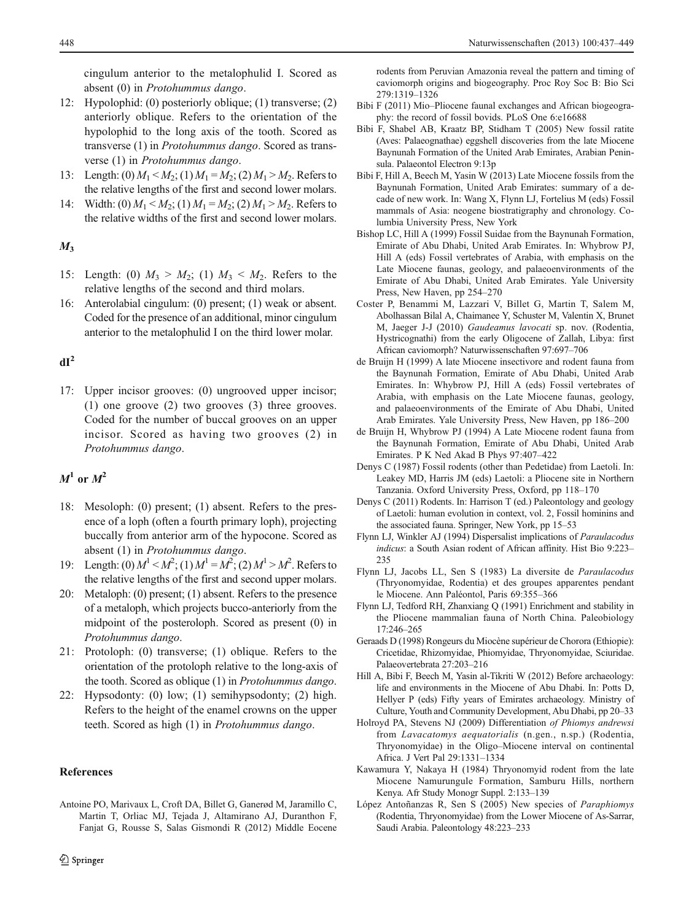cingulum anterior to the metalophulid I. Scored as absent (0) in *Protohummus dango*.

12: Hypolophid: (0) posteriorly oblique; (1) transverse; (2) anteriorly oblique. Refers to the orientation of the hypolophid to the long axis of the tooth. Scored as transverse (1) in *Protohummus dango*. Scored as transverse (1) in *Protohummus dango*.

13: Length: (0) $M_1 < M_2$; (1) $M_1 = M_2$; (2) $M_1 > M_2$. Refers to the relative lengths of the first and second lower molars.

14: Width: (0) $M_1 < M_2$; (1) $M_1 = M_2$; (2) $M_1 > M_2$. Refers to the relative widths of the first and second lower molars.

### $M_3$

15: Length: (0) $M_3 > M_2$; (1) $M_3 < M_2$. Refers to the relative lengths of the second and third molars.

16: Anterolabial cingulum: (0) present; (1) weak or absent. Coded for the presence of an additional, minor cingulum anterior to the metalophulid I on the third lower molar.

### $dI^2$

17: Upper incisor grooves: (0) ungrooved upper incisor; (1) one groove (2) two grooves (3) three grooves. Coded for the number of buccal grooves on an upper incisor. Scored as having two grooves (2) in *Protohummus dango*.

### $M^1$ or $M^2$

18: Mesoloph: (0) present; (1) absent. Refers to the presence of a loph (often a fourth primary loph), projecting buccally from anterior arm of the hypocone. Scored as absent (1) in *Protohummus dango*.

19: Length: (0) $M^1 < M^2$; (1) $M^1 = M^2$; (2) $M^1 > M^2$. Refers to the relative lengths of the first and second upper molars.

20: Metaloph: (0) present; (1) absent. Refers to the presence of a metaloph, which projects bucco-anteriorly from the midpoint of the posteroloph. Scored as present (0) in *Protohummus dango*.

21: Protoloph: (0) transverse; (1) oblique. Refers to the orientation of the protoloph relative to the long-axis of the tooth. Scored as oblique (1) in *Protohummus dango*.

22: Hypsodonty: (0) low; (1) semihypsodonty; (2) high. Refers to the height of the enamel crowns on the upper teeth. Scored as high (1) in *Protohummus dango*.

## References

Antoine PO, Marivaux L, Croft DA, Billet G, Ganerød M, Jaramillo C, Martin T, Orliac MJ, Tejada J, Altamirano AJ, Duranthon F, Fanjat G, Rousse S, Salas Gismondi R (2012) Middle Eocene rodents from Peruvian Amazonia reveal the pattern and timing of caviomorph origins and biogeography. Proc Roy Soc B: Bio Sci 279:1319–1326

Bibi F (2011) Mio–Pliocene faunal exchanges and African biogeography: the record of fossil bovids. PLoS One 6:e16688

Bibi F, Shabel AB, Kraatz BP, Stidham T (2005) New fossil ratite (Aves: Palaeognathae) eggshell discoveries from the late Miocene Baynunah Formation of the United Arab Emirates, Arabian Peninsula. Palaeontol Electron 9:13p

Bibi F, Hill A, Beech M, Yasin W (2013) Late Miocene fossils from the Baynunah Formation, United Arab Emirates: summary of a decade of new work. In: Wang X, Flynn LJ, Fortelius M (eds) Fossil mammals of Asia: neogene biostratigraphy and chronology. Columbia University Press, New York

Bishop LC, Hill A (1999) Fossil Suidae from the Baynunah Formation, Emirate of Abu Dhabi, United Arab Emirates. In: Whybrow PJ, Hill A (eds) Fossil vertebrates of Arabia, with emphasis on the Late Miocene faunas, geology, and palaeoenvironments of the Emirate of Abu Dhabi, United Arab Emirates. Yale University Press, New Haven, pp 254–270

Coster P, Benammi M, Lazzari V, Billet G, Martin T, Salem M, Abolhassan Bilal A, Chaimanee Y, Schuster M, Valentin X, Brunet M, Jaeger J-J (2010) *Gaudeamus lavocati* sp. nov. (Rodentia, Hystricognathi) from the early Oligocene of Zallah, Libya: first African caviomorph? Naturwissenschaften 97:697–706

de Bruijn H (1999) A late Miocene insectivore and rodent fauna from the Baynunah Formation, Emirate of Abu Dhabi, United Arab Emirates. In: Whybrow PJ, Hill A (eds) Fossil vertebrates of Arabia, with emphasis on the Late Miocene faunas, geology, and palaeoenvironments of the Emirate of Abu Dhabi, United Arab Emirates. Yale University Press, New Haven, pp 186–200

de Bruijn H, Whybrow PJ (1994) A Late Miocene rodent fauna from the Baynunah Formation, Emirate of Abu Dhabi, United Arab Emirates. P K Ned Akad B Phys 97:407–422

Denys C (1987) Fossil rodents (other than Pedetidae) from Laetoli. In: Leakey MD, Harris JM (eds) Laetoli: a Pliocene site in Northern Tanzania. Oxford University Press, Oxford, pp 118–170

Denys C (2011) Rodents. In: Harrison T (ed.) Paleontology and geology of Laetoli: human evolution in context, vol. 2, Fossil hominins and the associated fauna. Springer, New York, pp 15–53

Flynn LJ, Winkler AJ (1994) Dispersalist implications of *Paraulacodus indicus*: a South Asian rodent of African affinity. Hist Bio 9:223–235

Flynn LJ, Jacobs LL, Sen S (1983) La diversite de *Paraulacodus* (Thryonomyidae, Rodentia) et des groupes apparentes pendant le Miocene. Ann Paléontol, Paris 69:355–366

Flynn LJ, Tedford RH, Zhanxiang Q (1991) Enrichment and stability in the Pliocene mammalian fauna of North China. Paleobiology 17:246–265

Geraads D (1998) Rongeurs du Miocène supérieur de Chorora (Ethiopie): Cricetidae, Rhizomyidae, Phiomyidae, Thryonomyidae, Sciuridae. Palaeovertebrata 27:203–216

Hill A, Bibi F, Beech M, Yasin al-Tikriti W (2012) Before archaeology: life and environments in the Miocene of Abu Dhabi. In: Potts D, Hellyer P (eds) Fifty years of Emirates archaeology. Ministry of Culture, Youth and Community Development, Abu Dhabi, pp 20–33

Holroyd PA, Stevens NJ (2009) Differentiation *of Phiomys andrewsi* from *Lavacatomys aequatorialis* (n.gen., n.sp.) (Rodentia, Thryonomyidae) in the Oligo–Miocene interval on continental Africa. J Vert Pal 29:1331–1334

Kawamura Y, Nakaya H (1984) Thryonomyid rodent from the late Miocene Namurungule Formation, Samburu Hills, northern Kenya. Afr Study Monogr Suppl. 2:133–139

López Antoñanzas R, Sen S (2005) New species of *Paraphiomys* (Rodentia, Thryonomyidae) from the Lower Miocene of As-Sarrar, Saudi Arabia. Paleontology 48:223–233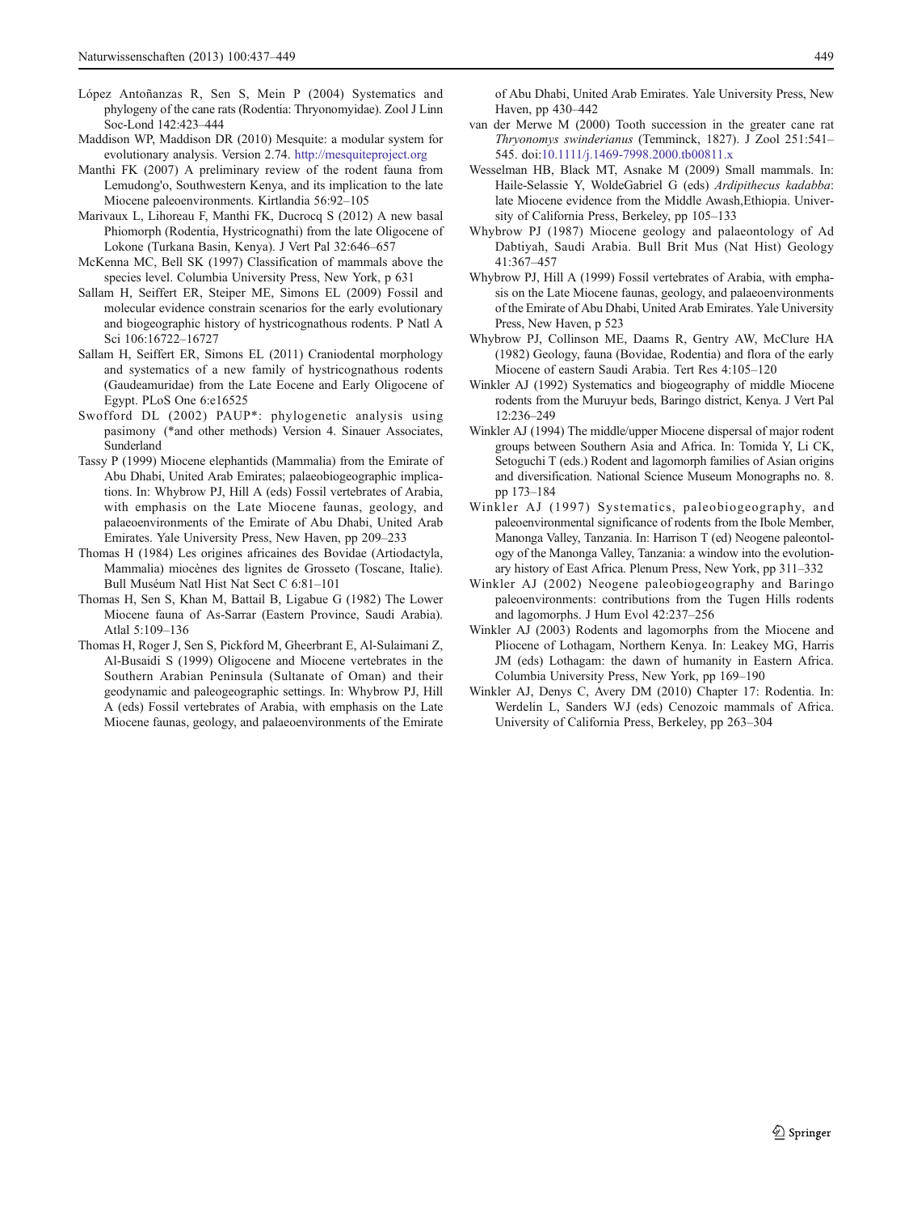López Antoñanzas R, Sen S, Mein P (2004) Systematics and phylogeny of the cane rats (Rodentia: Thryonomyidae). Zool J Linn Soc-Lond 142:423–444

Maddison WP, Maddison DR (2010) Mesquite: a modular system for evolutionary analysis. Version 2.74. http://mesquiteproject.org

Manthi FK (2007) A preliminary review of the rodent fauna from Lemudong'o, Southwestern Kenya, and its implication to the late Miocene paleoenvironments. Kirtlandia 56:92–105

Marivaux L, Lihoreau F, Manthi FK, Ducrocq S (2012) A new basal Phiomorph (Rodentia, Hystricognathi) from the late Oligocene of Lokone (Turkana Basin, Kenya). J Vert Pal 32:646–657

McKenna MC, Bell SK (1997) Classification of mammals above the species level. Columbia University Press, New York, p 631

Sallam H, Seiffert ER, Steiper ME, Simons EL (2009) Fossil and molecular evidence constrain scenarios for the early evolutionary and biogeographic history of hystricognathous rodents. P Natl A Sci 106:16722–16727

Sallam H, Seiffert ER, Simons EL (2011) Craniodental morphology and systematics of a new family of hystricognathous rodents (Gaudeamuridae) from the Late Eocene and Early Oligocene of Egypt. PLoS One 6:e16525

Swofford DL (2002) PAUP*: phylogenetic analysis using pasimony (*and other methods) Version 4. Sinauer Associates, Sunderland

Tassy P (1999) Miocene elephantids (Mammalia) from the Emirate of Abu Dhabi, United Arab Emirates; palaeobiogeographic implications. In: Whybrow PJ, Hill A (eds) Fossil vertebrates of Arabia, with emphasis on the Late Miocene faunas, geology, and palaeoenvironments of the Emirate of Abu Dhabi, United Arab Emirates. Yale University Press, New Haven, pp 209–233

Thomas H (1984) Les origines africaines des Bovidae (Artiodactyla, Mammalia) miocènes des lignites de Grosseto (Toscane, Italie). Bull Muséum Natl Hist Nat Sect C 6:81–101

Thomas H, Sen S, Khan M, Battail B, Ligabue G (1982) The Lower Miocene fauna of As-Sarrar (Eastern Province, Saudi Arabia). Atlal 5:109–136

Thomas H, Roger J, Sen S, Pickford M, Gheerbrant E, Al-Sulaimani Z, Al-Busaidi S (1999) Oligocene and Miocene vertebrates in the Southern Arabian Peninsula (Sultanate of Oman) and their geodynamic and paleogeographic settings. In: Whybrow PJ, Hill A (eds) Fossil vertebrates of Arabia, with emphasis on the Late Miocene faunas, geology, and palaeoenvironments of the Emirate of Abu Dhabi, United Arab Emirates. Yale University Press, New Haven, pp 430–442

van der Merwe M (2000) Tooth succession in the greater cane rat *Thryonomys swinderianus* (Temminck, 1827). J Zool 251:541–545. doi:10.1111/j.1469-7998.2000.tb00811.x

Wesselman HB, Black MT, Asnake M (2009) Small mammals. In: Haile-Selassie Y, WoldeGabriel G (eds) *Ardipithecus kadabba*: late Miocene evidence from the Middle Awash,Ethiopia. University of California Press, Berkeley, pp 105–133

Whybrow PJ (1987) Miocene geology and palaeontology of Ad Dabtiyah, Saudi Arabia. Bull Brit Mus (Nat Hist) Geology 41:367–457

Whybrow PJ, Hill A (1999) Fossil vertebrates of Arabia, with emphasis on the Late Miocene faunas, geology, and palaeoenvironments of the Emirate of Abu Dhabi, United Arab Emirates. Yale University Press, New Haven, p 523

Whybrow PJ, Collinson ME, Daams R, Gentry AW, McClure HA (1982) Geology, fauna (Bovidae, Rodentia) and flora of the early Miocene of eastern Saudi Arabia. Tert Res 4:105–120

Winkler AJ (1992) Systematics and biogeography of middle Miocene rodents from the Muruyur beds, Baringo district, Kenya. J Vert Pal 12:236–249

Winkler AJ (1994) The middle/upper Miocene dispersal of major rodent groups between Southern Asia and Africa. In: Tomida Y, Li CK, Setoguchi T (eds.) Rodent and lagomorph families of Asian origins and diversification. National Science Museum Monographs no. 8. pp 173–184

Winkler AJ (1997) Systematics, paleobiogeography, and paleoenvironmental significance of rodents from the Ibole Member, Manonga Valley, Tanzania. In: Harrison T (ed) Neogene paleontology of the Manonga Valley, Tanzania: a window into the evolutionary history of East Africa. Plenum Press, New York, pp 311–332

Winkler AJ (2002) Neogene paleobiogeography and Baringo paleoenvironments: contributions from the Tugen Hills rodents and lagomorphs. J Hum Evol 42:237–256

Winkler AJ (2003) Rodents and lagomorphs from the Miocene and Pliocene of Lothagam, Northern Kenya. In: Leakey MG, Harris JM (eds) Lothagam: the dawn of humanity in Eastern Africa. Columbia University Press, New York, pp 169–190

Winkler AJ, Denys C, Avery DM (2010) Chapter 17: Rodentia. In: Werdelin L, Sanders WJ (eds) Cenozoic mammals of Africa. University of California Press, Berkeley, pp 263–304